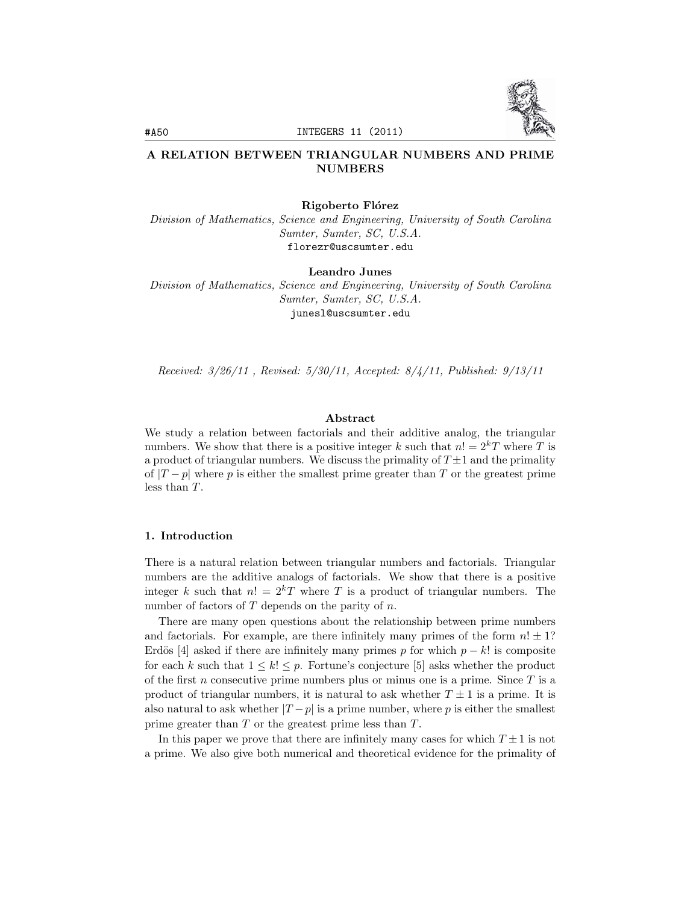# A RELATION BETWEEN TRIANGULAR NUMBERS AND PRIME NUMBERS

**Rigoberto Flórez**

*Division of Mathematics, Science and Engineering, University of South Carolina Sumter, Sumter, SC, U.S.A.*

florezr@uscsumter.edu

**Leandro Junes**

*Division of Mathematics, Science and Engineering, University of South Carolina Sumter, Sumter, SC, U.S.A.*

junesl@uscsumter.edu

*Received: 3/26/11 , Revised: 5/30/11, Accepted: 8/4/11, Published: 9/13/11*

### Abstract

We study a relation between factorials and their additive analog, the triangular numbers. We show that there is a positive integer $k$ such that $n! = 2^k T$ where $T$ is a product of triangular numbers. We discuss the primality of $T \pm 1$ and the primality of $|T - p|$ where $p$ is either the smallest prime greater than $T$ or the greatest prime less than $T$.

## 1. Introduction

There is a natural relation between triangular numbers and factorials. Triangular numbers are the additive analogs of factorials. We show that there is a positive integer $k$ such that $n! = 2^k T$ where $T$ is a product of triangular numbers. The number of factors of $T$ depends on the parity of $n$.

There are many open questions about the relationship between prime numbers and factorials. For example, are there infinitely many primes of the form $n! \pm 1$? Erdös [4] asked if there are infinitely many primes $p$ for which $p - k!$ is composite for each $k$ such that $1 \leq k! \leq p$. Fortune's conjecture [5] asks whether the product of the first $n$ consecutive prime numbers plus or minus one is a prime. Since $T$ is a product of triangular numbers, it is natural to ask whether $T \pm 1$ is a prime. It is also natural to ask whether $|T - p|$ is a prime number, where $p$ is either the smallest prime greater than $T$ or the greatest prime less than $T$.

In this paper we prove that there are infinitely many cases for which $T \pm 1$ is not a prime. We also give both numerical and theoretical evidence for the primality of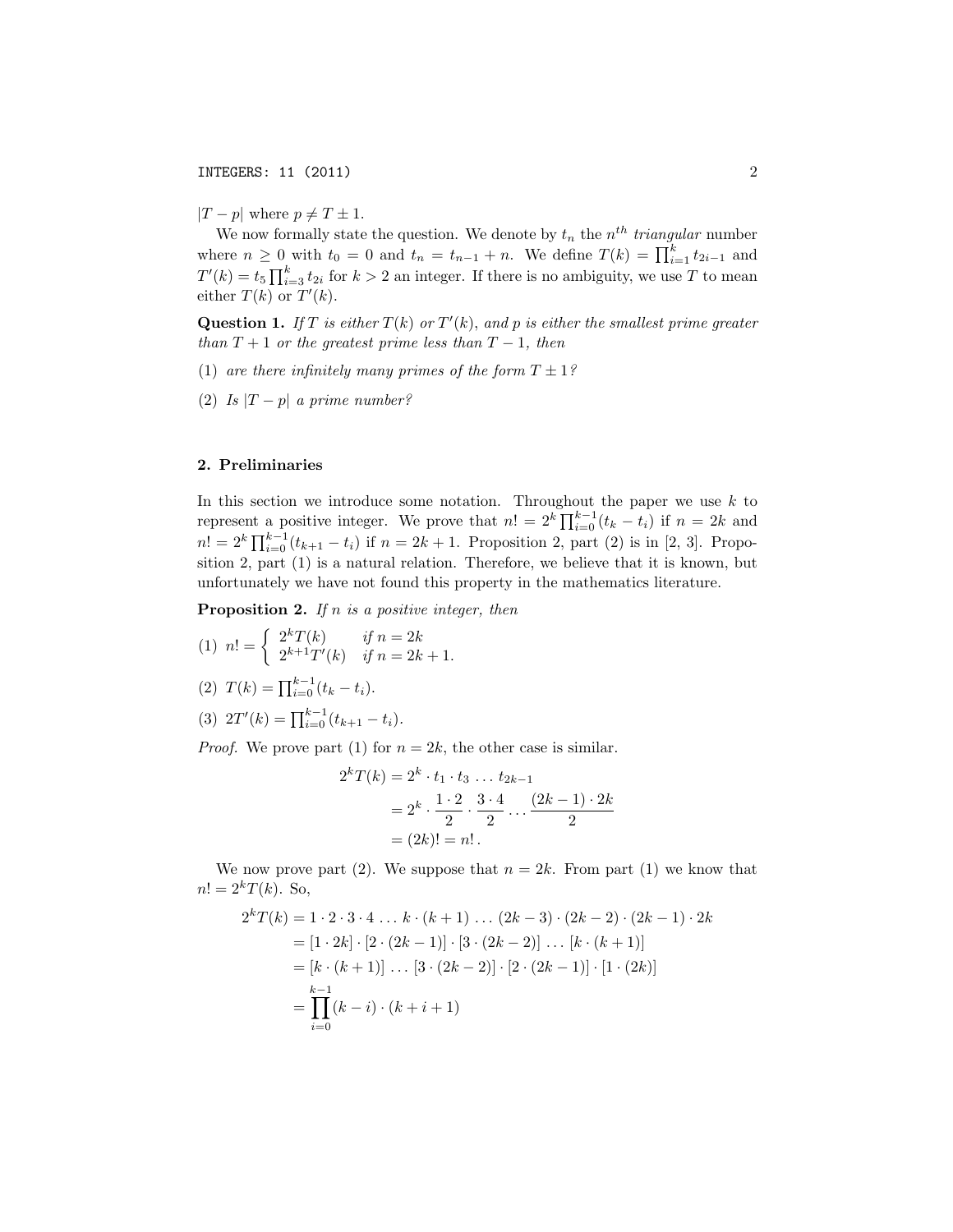$|T - p|$ where $p \neq T \pm 1$.

We now formally state the question. We denote by $t_n$ the $n^{th}$ *triangular* number where $n \geq 0$ with $t_0 = 0$ and $t_n = t_{n-1} + n$. We define $T(k) = \prod_{i=1}^{k} t_{2i-1}$ and $T'(k) = t_5 \prod_{i=3}^{k} t_{2i}$ for $k > 2$ an integer. If there is no ambiguity, we use $T$ to mean either $T(k)$ or $T'(k)$.

**Question 1.** *If $T$ is either $T(k)$ or $T'(k)$, and $p$ is either the smallest prime greater than $T+1$ or the greatest prime less than $T-1$, then*

(1) *are there infinitely many primes of the form $T \pm 1$?*

(2) *Is $|T - p|$ a prime number?*

## 2. Preliminaries

In this section we introduce some notation. Throughout the paper we use $k$ to represent a positive integer. We prove that $n! = 2^k \prod_{i=0}^{k-1}(t_k - t_i)$ if $n = 2k$ and $n! = 2^k \prod_{i=0}^{k-1}(t_{k+1} - t_i)$ if $n = 2k+1$. Proposition 2, part (2) is in [2, 3]. Proposition 2, part (1) is a natural relation. Therefore, we believe that it is known, but unfortunately we have not found this property in the mathematics literature.

**Proposition 2.** *If $n$ is a positive integer, then*

(1) $n! = \begin{cases} 2^k T(k) & \text{if } n = 2k \\ 2^{k+1} T'(k) & \text{if } n = 2k+1. \end{cases}$

(2) $T(k) = \prod_{i=0}^{k-1}(t_k - t_i)$.

(3) $2T'(k) = \prod_{i=0}^{k-1}(t_{k+1} - t_i)$.

*Proof.* We prove part (1) for $n = 2k$, the other case is similar.

$$\begin{aligned}
2^k T(k) &= 2^k \cdot t_1 \cdot t_3 \, \ldots \, t_{2k-1} \\
&= 2^k \cdot \frac{1 \cdot 2}{2} \cdot \frac{3 \cdot 4}{2} \cdots \frac{(2k-1) \cdot 2k}{2} \\
&= (2k)! = n!\,.
\end{aligned}$$

We now prove part (2). We suppose that $n = 2k$. From part (1) we know that $n! = 2^k T(k)$. So,

$$\begin{aligned}
2^k T(k) &= 1 \cdot 2 \cdot 3 \cdot 4 \, \ldots \, k \cdot (k+1) \, \ldots \, (2k-3) \cdot (2k-2) \cdot (2k-1) \cdot 2k \\
&= [1 \cdot 2k] \cdot [2 \cdot (2k-1)] \cdot [3 \cdot (2k-2)] \, \ldots \, [k \cdot (k+1)] \\
&= [k \cdot (k+1)] \, \ldots \, [3 \cdot (2k-2)] \cdot [2 \cdot (2k-1)] \cdot [1 \cdot (2k)] \\
&= \prod_{i=0}^{k-1} (k-i) \cdot (k+i+1)
\end{aligned}$$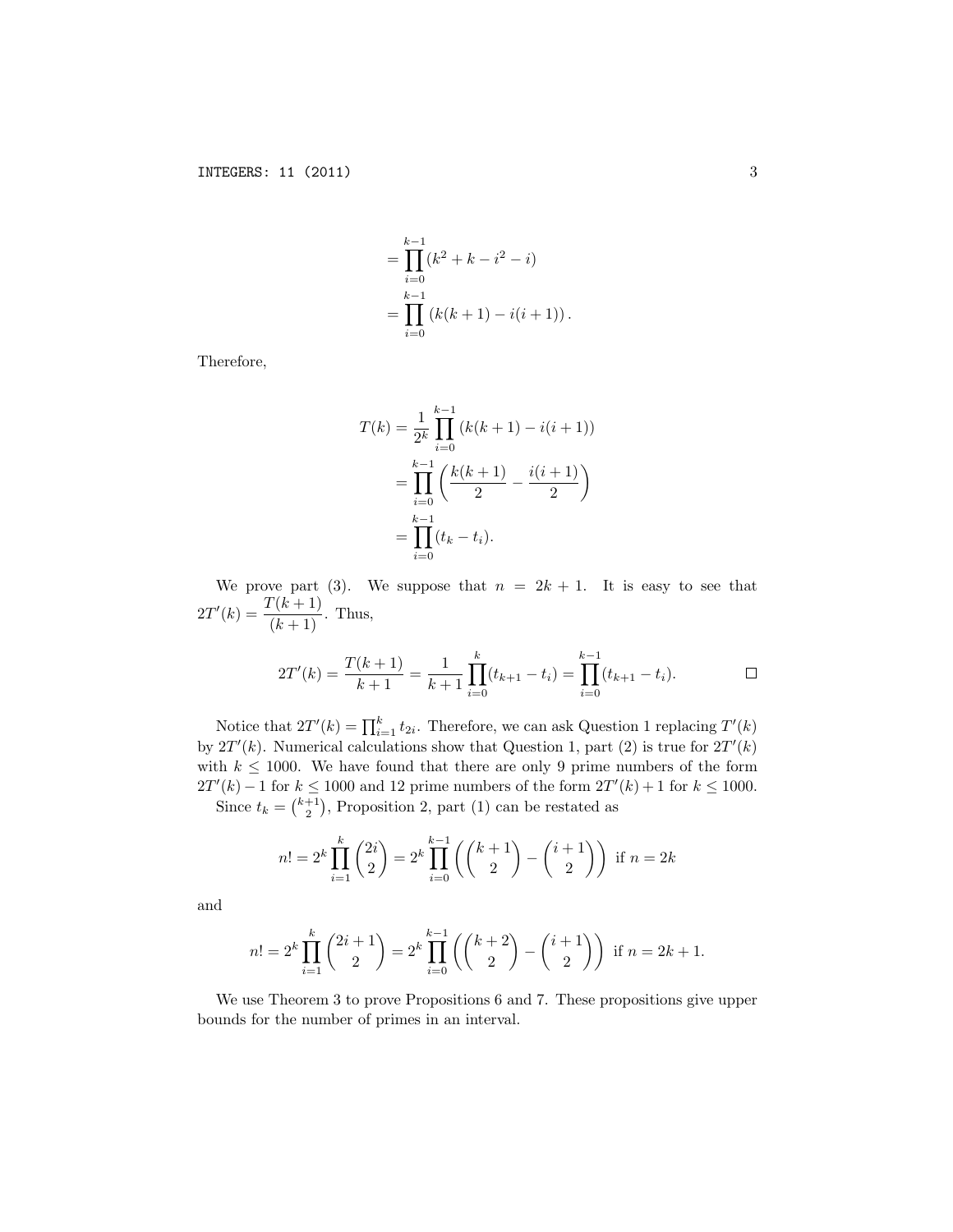$$= \prod_{i=0}^{k-1} (k^2 + k - i^2 - i)$$

$$= \prod_{i=0}^{k-1} \left(k(k+1) - i(i+1)\right).$$

Therefore,

$$T(k) = \frac{1}{2^k} \prod_{i=0}^{k-1} \left(k(k+1) - i(i+1)\right)$$

$$= \prod_{i=0}^{k-1} \left(\frac{k(k+1)}{2} - \frac{i(i+1)}{2}\right)$$

$$= \prod_{i=0}^{k-1} (t_k - t_i).$$

We prove part (3). We suppose that $n = 2k + 1$. It is easy to see that $2T'(k) = \dfrac{T(k+1)}{(k+1)}$. Thus,

$$2T'(k) = \frac{T(k+1)}{k+1} = \frac{1}{k+1} \prod_{i=0}^{k} (t_{k+1} - t_i) = \prod_{i=0}^{k-1} (t_{k+1} - t_i). \qquad \square$$

Notice that $2T'(k) = \prod_{i=1}^{k} t_{2i}$. Therefore, we can ask Question 1 replacing $T'(k)$ by $2T'(k)$. Numerical calculations show that Question 1, part (2) is true for $2T'(k)$ with $k \leq 1000$. We have found that there are only 9 prime numbers of the form $2T'(k) - 1$ for $k \leq 1000$ and 12 prime numbers of the form $2T'(k) + 1$ for $k \leq 1000$.

Since $t_k = \binom{k+1}{2}$, Proposition 2, part (1) can be restated as

$$n! = 2^k \prod_{i=1}^{k} \binom{2i}{2} = 2^k \prod_{i=0}^{k-1} \left( \binom{k+1}{2} - \binom{i+1}{2} \right) \text{ if } n = 2k$$

and

$$n! = 2^k \prod_{i=1}^{k} \binom{2i+1}{2} = 2^k \prod_{i=0}^{k-1} \left( \binom{k+2}{2} - \binom{i+1}{2} \right) \text{ if } n = 2k+1.$$

We use Theorem 3 to prove Propositions 6 and 7. These propositions give upper bounds for the number of primes in an interval.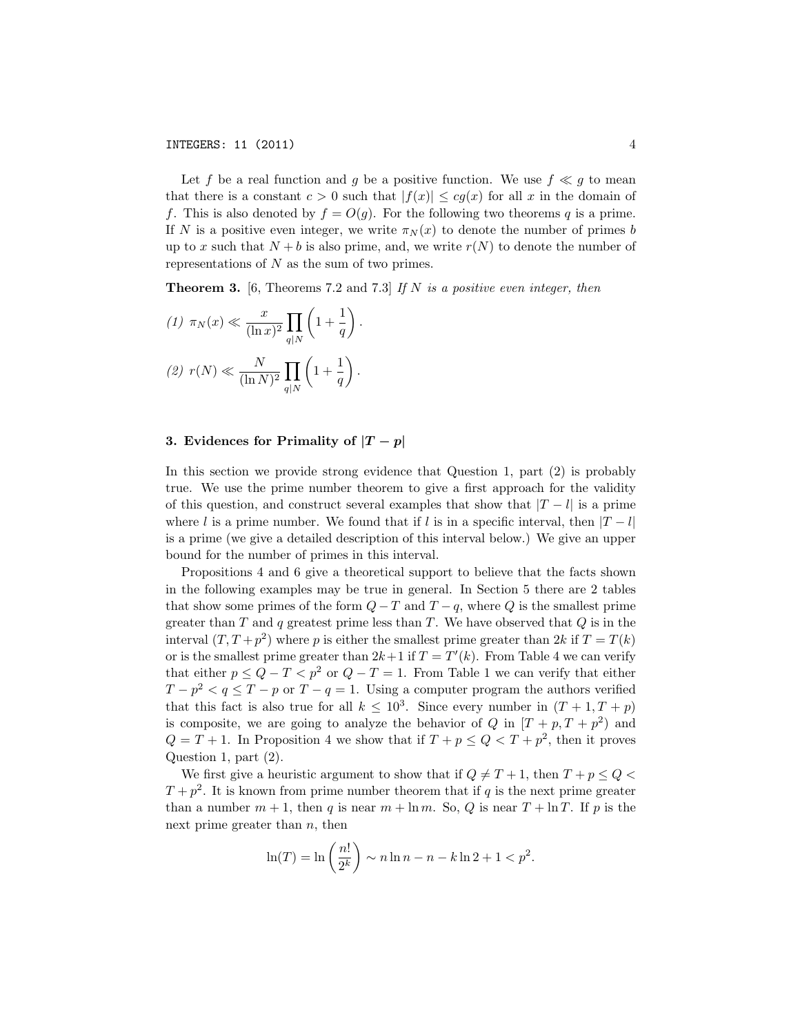Let $f$ be a real function and $g$ be a positive function. We use $f \ll g$ to mean that there is a constant $c > 0$ such that $|f(x)| \leq cg(x)$ for all $x$ in the domain of $f$. This is also denoted by $f = O(g)$. For the following two theorems $q$ is a prime. If $N$ is a positive even integer, we write $\pi_N(x)$ to denote the number of primes $b$ up to $x$ such that $N + b$ is also prime, and, we write $r(N)$ to denote the number of representations of $N$ as the sum of two primes.

**Theorem 3.** [6, Theorems 7.2 and 7.3] *If $N$ is a positive even integer, then*

*(1)* $\pi_N(x) \ll \dfrac{x}{(\ln x)^2} \displaystyle\prod_{q|N} \left(1 + \frac{1}{q}\right).$

*(2)* $r(N) \ll \dfrac{N}{(\ln N)^2} \displaystyle\prod_{q|N} \left(1 + \frac{1}{q}\right).$

## 3. Evidences for Primality of $|T - p|$

In this section we provide strong evidence that Question 1, part (2) is probably true. We use the prime number theorem to give a first approach for the validity of this question, and construct several examples that show that $|T - l|$ is a prime where $l$ is a prime number. We found that if $l$ is in a specific interval, then $|T - l|$ is a prime (we give a detailed description of this interval below.) We give an upper bound for the number of primes in this interval.

Propositions 4 and 6 give a theoretical support to believe that the facts shown in the following examples may be true in general. In Section 5 there are 2 tables that show some primes of the form $Q - T$ and $T - q$, where $Q$ is the smallest prime greater than $T$ and $q$ greatest prime less than $T$. We have observed that $Q$ is in the interval $(T, T + p^2)$ where $p$ is either the smallest prime greater than $2k$ if $T = T(k)$ or is the smallest prime greater than $2k+1$ if $T = T'(k)$. From Table 4 we can verify that either $p \leq Q - T < p^2$ or $Q - T = 1$. From Table 1 we can verify that either $T - p^2 < q \leq T - p$ or $T - q = 1$. Using a computer program the authors verified that this fact is also true for all $k \leq 10^3$. Since every number in $(T + 1, T + p)$ is composite, we are going to analyze the behavior of $Q$ in $[T + p, T + p^2)$ and $Q = T + 1$. In Proposition 4 we show that if $T + p \leq Q < T + p^2$, then it proves Question 1, part (2).

We first give a heuristic argument to show that if $Q \neq T + 1$, then $T + p \leq Q < T + p^2$. It is known from prime number theorem that if $q$ is the next prime greater than a number $m + 1$, then $q$ is near $m + \ln m$. So, $Q$ is near $T + \ln T$. If $p$ is the next prime greater than $n$, then

$$\ln(T) = \ln\left(\frac{n!}{2^k}\right) \sim n \ln n - n - k \ln 2 + 1 < p^2.$$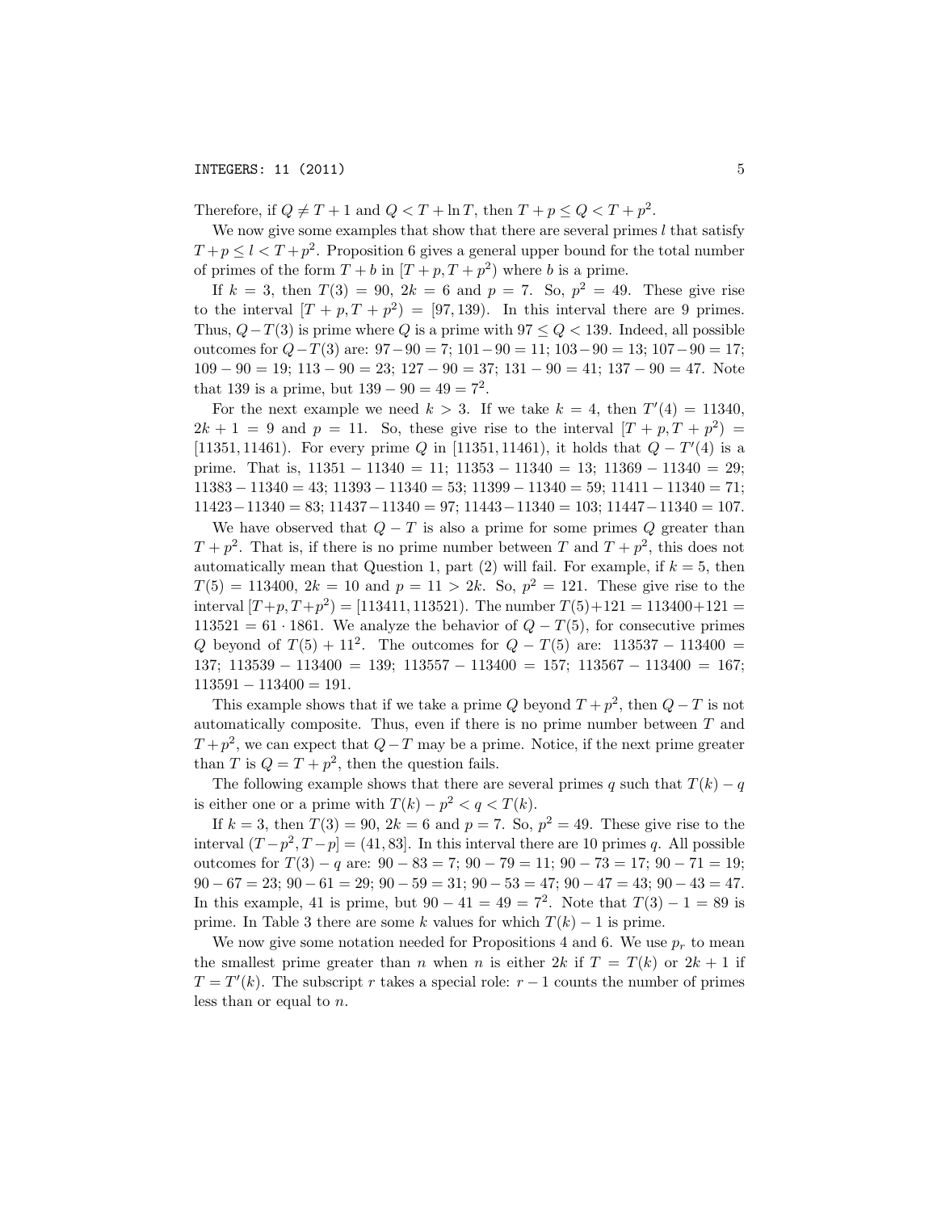Therefore, if $Q \neq T + 1$ and $Q < T + \ln T$, then $T + p \leq Q < T + p^2$.

We now give some examples that show that there are several primes $l$ that satisfy $T + p \leq l < T + p^2$. Proposition 6 gives a general upper bound for the total number of primes of the form $T + b$ in $[T + p, T + p^2)$ where $b$ is a prime.

If $k = 3$, then $T(3) = 90$, $2k = 6$ and $p = 7$. So, $p^2 = 49$. These give rise to the interval $[T + p, T + p^2) = [97, 139)$. In this interval there are 9 primes. Thus, $Q - T(3)$ is prime where $Q$ is a prime with $97 \leq Q < 139$. Indeed, all possible outcomes for $Q - T(3)$ are: $97 - 90 = 7$; $101 - 90 = 11$; $103 - 90 = 13$; $107 - 90 = 17$; $109 - 90 = 19$; $113 - 90 = 23$; $127 - 90 = 37$; $131 - 90 = 41$; $137 - 90 = 47$. Note that 139 is a prime, but $139 - 90 = 49 = 7^2$.

For the next example we need $k > 3$. If we take $k = 4$, then $T'(4) = 11340$, $2k + 1 = 9$ and $p = 11$. So, these give rise to the interval $[T + p, T + p^2) = [11351, 11461)$. For every prime $Q$ in $[11351, 11461)$, it holds that $Q - T'(4)$ is a prime. That is, $11351 - 11340 = 11$; $11353 - 11340 = 13$; $11369 - 11340 = 29$; $11383 - 11340 = 43$; $11393 - 11340 = 53$; $11399 - 11340 = 59$; $11411 - 11340 = 71$; $11423 - 11340 = 83$; $11437 - 11340 = 97$; $11443 - 11340 = 103$; $11447 - 11340 = 107$.

We have observed that $Q - T$ is also a prime for some primes $Q$ greater than $T + p^2$. That is, if there is no prime number between $T$ and $T + p^2$, this does not automatically mean that Question 1, part (2) will fail. For example, if $k = 5$, then $T(5) = 113400$, $2k = 10$ and $p = 11 > 2k$. So, $p^2 = 121$. These give rise to the interval $[T+p, T+p^2) = [113411, 113521)$. The number $T(5)+121 = 113400+121 = 113521 = 61 \cdot 1861$. We analyze the behavior of $Q - T(5)$, for consecutive primes $Q$ beyond of $T(5) + 11^2$. The outcomes for $Q - T(5)$ are: $113537 - 113400 = 137$; $113539 - 113400 = 139$; $113557 - 113400 = 157$; $113567 - 113400 = 167$; $113591 - 113400 = 191$.

This example shows that if we take a prime $Q$ beyond $T + p^2$, then $Q - T$ is not automatically composite. Thus, even if there is no prime number between $T$ and $T + p^2$, we can expect that $Q - T$ may be a prime. Notice, if the next prime greater than $T$ is $Q = T + p^2$, then the question fails.

The following example shows that there are several primes $q$ such that $T(k) - q$ is either one or a prime with $T(k) - p^2 < q < T(k)$.

If $k = 3$, then $T(3) = 90$, $2k = 6$ and $p = 7$. So, $p^2 = 49$. These give rise to the interval $(T - p^2, T - p] = (41, 83]$. In this interval there are 10 primes $q$. All possible outcomes for $T(3) - q$ are: $90 - 83 = 7$; $90 - 79 = 11$; $90 - 73 = 17$; $90 - 71 = 19$; $90 - 67 = 23$; $90 - 61 = 29$; $90 - 59 = 31$; $90 - 53 = 47$; $90 - 47 = 43$; $90 - 43 = 47$. In this example, 41 is prime, but $90 - 41 = 49 = 7^2$. Note that $T(3) - 1 = 89$ is prime. In Table 3 there are some $k$ values for which $T(k) - 1$ is prime.

We now give some notation needed for Propositions 4 and 6. We use $p_r$ to mean the smallest prime greater than $n$ when $n$ is either $2k$ if $T = T(k)$ or $2k + 1$ if $T = T'(k)$. The subscript $r$ takes a special role: $r - 1$ counts the number of primes less than or equal to $n$.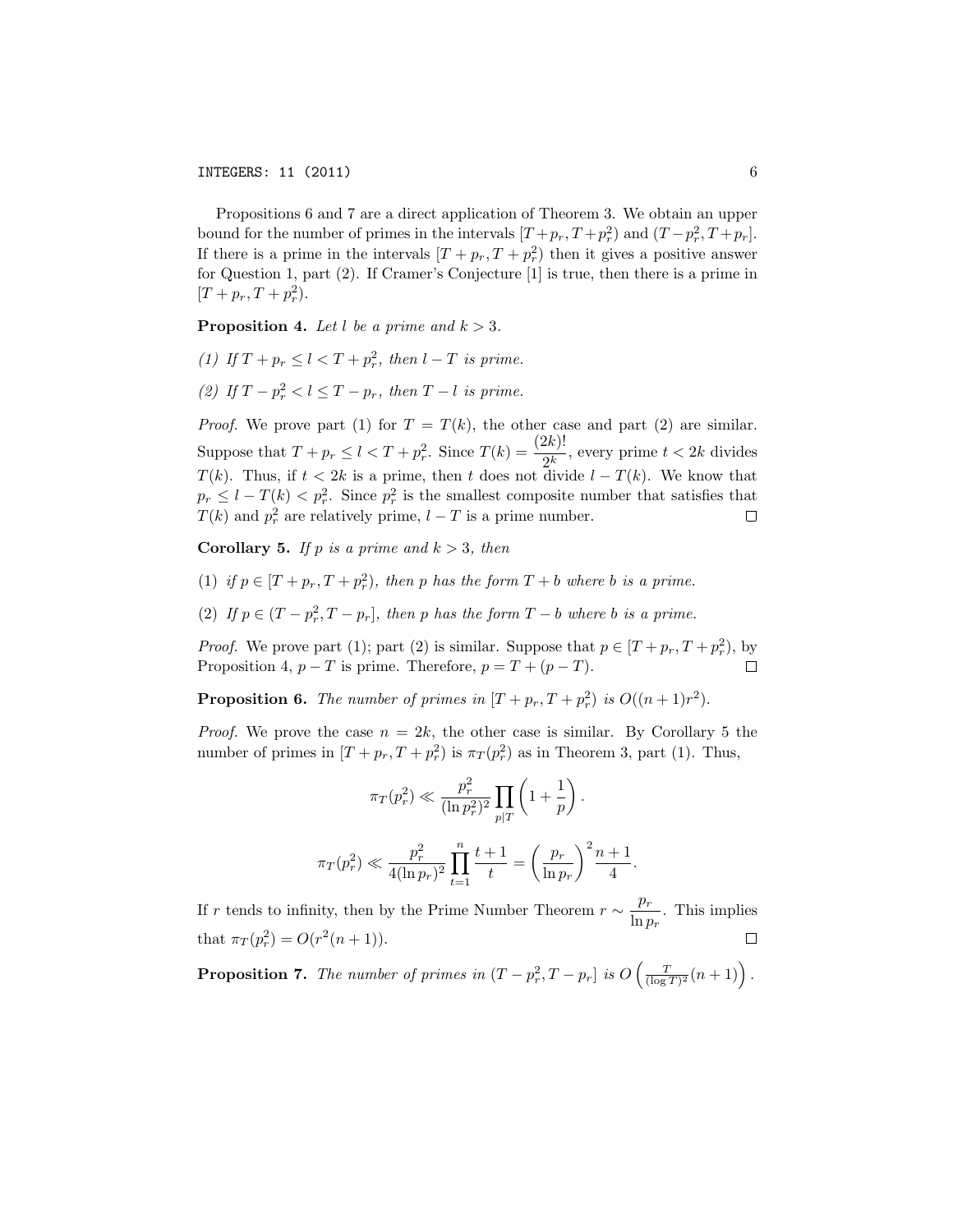Propositions 6 and 7 are a direct application of Theorem 3. We obtain an upper bound for the number of primes in the intervals $[T+p_r, T+p_r^2)$ and $(T-p_r^2, T+p_r]$. If there is a prime in the intervals $[T+p_r, T+p_r^2)$ then it gives a positive answer for Question 1, part (2). If Cramer's Conjecture [1] is true, then there is a prime in $[T+p_r, T+p_r^2)$.

**Proposition 4.** *Let $l$ be a prime and $k > 3$.*

*(1) If $T + p_r \leq l < T + p_r^2$, then $l - T$ is prime.*

*(2) If $T - p_r^2 < l \leq T - p_r$, then $T - l$ is prime.*

*Proof.* We prove part (1) for $T = T(k)$, the other case and part (2) are similar. Suppose that $T + p_r \leq l < T + p_r^2$. Since $T(k) = \dfrac{(2k)!}{2^k}$, every prime $t < 2k$ divides $T(k)$. Thus, if $t < 2k$ is a prime, then $t$ does not divide $l - T(k)$. We know that $p_r \leq l - T(k) < p_r^2$. Since $p_r^2$ is the smallest composite number that satisfies that $T(k)$ and $p_r^2$ are relatively prime, $l - T$ is a prime number. □

**Corollary 5.** *If $p$ is a prime and $k > 3$, then*

(1) *if $p \in [T + p_r, T + p_r^2)$, then $p$ has the form $T + b$ where $b$ is a prime.*

(2) *If $p \in (T - p_r^2, T - p_r]$, then $p$ has the form $T - b$ where $b$ is a prime.*

*Proof.* We prove part (1); part (2) is similar. Suppose that $p \in [T + p_r, T + p_r^2)$, by Proposition 4, $p - T$ is prime. Therefore, $p = T + (p - T)$. □

**Proposition 6.** *The number of primes in $[T + p_r, T + p_r^2)$ is $O((n+1)r^2)$.*

*Proof.* We prove the case $n = 2k$, the other case is similar. By Corollary 5 the number of primes in $[T + p_r, T + p_r^2)$ is $\pi_T(p_r^2)$ as in Theorem 3, part (1). Thus,

$$\pi_T(p_r^2) \ll \frac{p_r^2}{(\ln p_r^2)^2} \prod_{p|T} \left(1 + \frac{1}{p}\right).$$

$$\pi_T(p_r^2) \ll \frac{p_r^2}{4(\ln p_r)^2} \prod_{t=1}^{n} \frac{t+1}{t} = \left(\frac{p_r}{\ln p_r}\right)^2 \frac{n+1}{4}.$$

If $r$ tends to infinity, then by the Prime Number Theorem $r \sim \dfrac{p_r}{\ln p_r}$. This implies that $\pi_T(p_r^2) = O(r^2(n+1))$. □

**Proposition 7.** *The number of primes in $(T - p_r^2, T - p_r]$ is $O\left(\frac{T}{(\log T)^2}(n+1)\right)$.*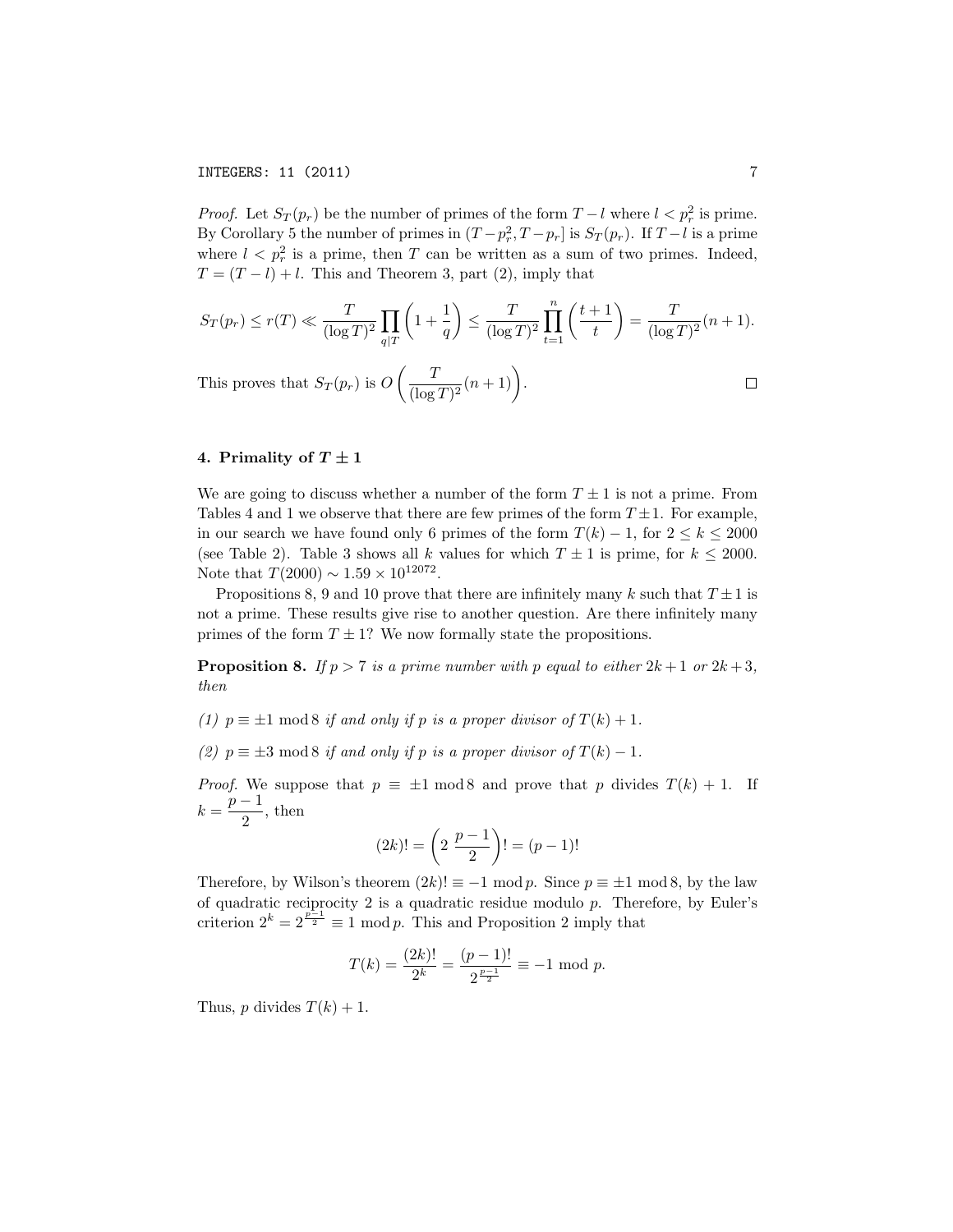*Proof.* Let $S_T(p_r)$ be the number of primes of the form $T - l$ where $l < p_r^2$ is prime. By Corollary 5 the number of primes in $(T - p_r^2, T - p_r]$ is $S_T(p_r)$. If $T - l$ is a prime where $l < p_r^2$ is a prime, then $T$ can be written as a sum of two primes. Indeed, $T = (T - l) + l$. This and Theorem 3, part (2), imply that

$$S_T(p_r) \leq r(T) \ll \frac{T}{(\log T)^2} \prod_{q|T} \left(1 + \frac{1}{q}\right) \leq \frac{T}{(\log T)^2} \prod_{t=1}^{n} \left(\frac{t+1}{t}\right) = \frac{T}{(\log T)^2}(n+1).$$

This proves that $S_T(p_r)$ is $O\left(\frac{T}{(\log T)^2}(n+1)\right)$. $\square$

## 4. Primality of $T \pm 1$

We are going to discuss whether a number of the form $T \pm 1$ is not a prime. From Tables 4 and 1 we observe that there are few primes of the form $T \pm 1$. For example, in our search we have found only 6 primes of the form $T(k) - 1$, for $2 \leq k \leq 2000$ (see Table 2). Table 3 shows all $k$ values for which $T \pm 1$ is prime, for $k \leq 2000$. Note that $T(2000) \sim 1.59 \times 10^{12072}$.

Propositions 8, 9 and 10 prove that there are infinitely many $k$ such that $T \pm 1$ is not a prime. These results give rise to another question. Are there infinitely many primes of the form $T \pm 1$? We now formally state the propositions.

**Proposition 8.** *If $p > 7$ is a prime number with $p$ equal to either $2k+1$ or $2k+3$, then*

*(1) $p \equiv \pm 1 \bmod 8$ if and only if $p$ is a proper divisor of $T(k) + 1$.*

*(2) $p \equiv \pm 3 \bmod 8$ if and only if $p$ is a proper divisor of $T(k) - 1$.*

*Proof.* We suppose that $p \equiv \pm 1 \bmod 8$ and prove that $p$ divides $T(k) + 1$. If $k = \dfrac{p-1}{2}$, then

$$(2k)! = \left(2\ \frac{p-1}{2}\right)! = (p-1)!$$

Therefore, by Wilson's theorem $(2k)! \equiv -1 \bmod p$. Since $p \equiv \pm 1 \bmod 8$, by the law of quadratic reciprocity 2 is a quadratic residue modulo $p$. Therefore, by Euler's criterion $2^k = 2^{\frac{p-1}{2}} \equiv 1 \bmod p$. This and Proposition 2 imply that

$$T(k) = \frac{(2k)!}{2^k} = \frac{(p-1)!}{2^{\frac{p-1}{2}}} \equiv -1 \bmod p.$$

Thus, $p$ divides $T(k) + 1$.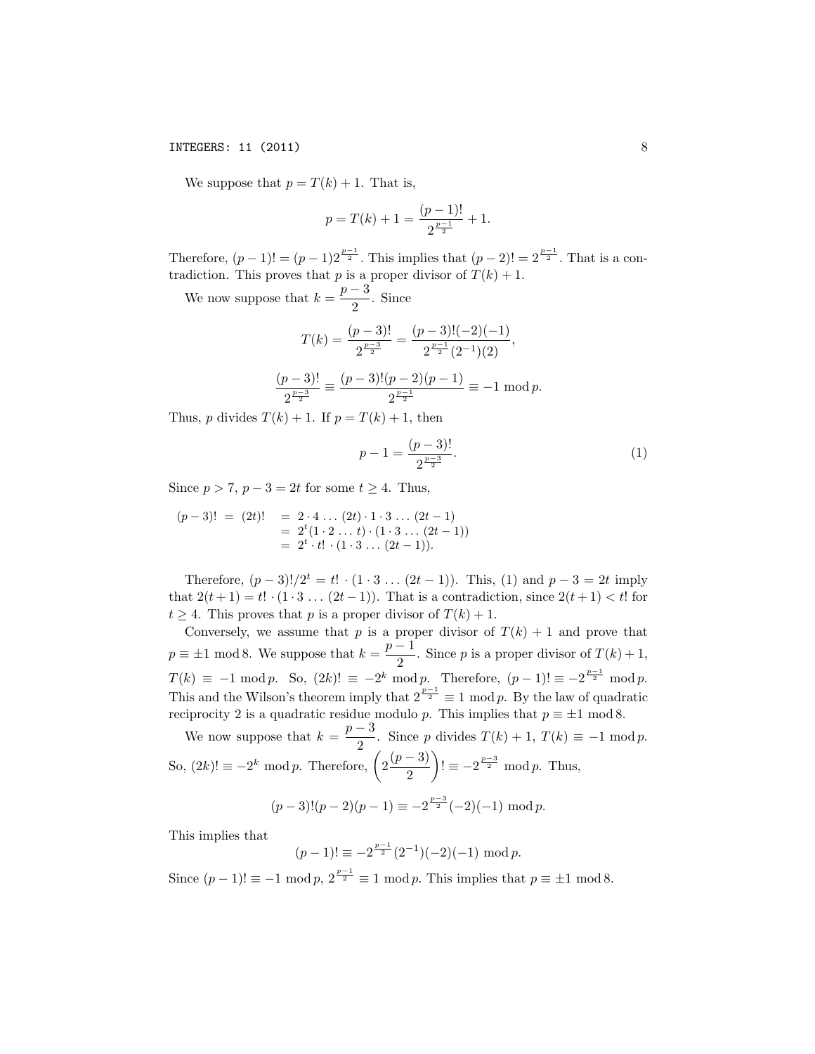We suppose that $p = T(k) + 1$. That is,

$$p = T(k) + 1 = \frac{(p-1)!}{2^{\frac{p-1}{2}}} + 1.$$

Therefore, $(p-1)! = (p-1)2^{\frac{p-1}{2}}$. This implies that $(p-2)! = 2^{\frac{p-1}{2}}$. That is a contradiction. This proves that $p$ is a proper divisor of $T(k) + 1$.

We now suppose that $k = \dfrac{p-3}{2}$. Since

$$T(k) = \frac{(p-3)!}{2^{\frac{p-3}{2}}} = \frac{(p-3)!(-2)(-1)}{2^{\frac{p-1}{2}}(2^{-1})(2)},$$

$$\frac{(p-3)!}{2^{\frac{p-3}{2}}} \equiv \frac{(p-3)!(p-2)(p-1)}{2^{\frac{p-1}{2}}} \equiv -1 \bmod p.$$

Thus, $p$ divides $T(k) + 1$. If $p = T(k) + 1$, then

$$p - 1 = \frac{(p-3)!}{2^{\frac{p-3}{2}}}. \tag{1}$$

Since $p > 7$, $p - 3 = 2t$ for some $t \geq 4$. Thus,

$$\begin{aligned}
(p-3)! = (2t)! &= 2 \cdot 4 \ldots (2t) \cdot 1 \cdot 3 \ldots (2t-1) \\
&= 2^t (1 \cdot 2 \ldots t) \cdot (1 \cdot 3 \ldots (2t-1)) \\
&= 2^t \cdot t! \cdot (1 \cdot 3 \ldots (2t-1)).
\end{aligned}$$

Therefore, $(p-3)!/2^t = t! \cdot (1 \cdot 3 \ldots (2t-1))$. This, (1) and $p - 3 = 2t$ imply that $2(t+1) = t! \cdot (1 \cdot 3 \ldots (2t-1))$. That is a contradiction, since $2(t+1) < t!$ for $t \geq 4$. This proves that $p$ is a proper divisor of $T(k) + 1$.

Conversely, we assume that $p$ is a proper divisor of $T(k) + 1$ and prove that $p \equiv \pm 1 \bmod 8$. We suppose that $k = \dfrac{p-1}{2}$. Since $p$ is a proper divisor of $T(k) + 1$, $T(k) \equiv -1 \bmod p$. So, $(2k)! \equiv -2^k \bmod p$. Therefore, $(p-1)! \equiv -2^{\frac{p-1}{2}} \bmod p$. This and the Wilson's theorem imply that $2^{\frac{p-1}{2}} \equiv 1 \bmod p$. By the law of quadratic reciprocity 2 is a quadratic residue modulo $p$. This implies that $p \equiv \pm 1 \bmod 8$.

We now suppose that $k = \dfrac{p-3}{2}$. Since $p$ divides $T(k) + 1$, $T(k) \equiv -1 \bmod p$. So, $(2k)! \equiv -2^k \bmod p$. Therefore, $\left(2\dfrac{(p-3)}{2}\right)! \equiv -2^{\frac{p-3}{2}} \bmod p$. Thus,

$$(p-3)!(p-2)(p-1) \equiv -2^{\frac{p-3}{2}}(-2)(-1) \bmod p.$$

This implies that

$$(p-1)! \equiv -2^{\frac{p-1}{2}}(2^{-1})(-2)(-1) \bmod p.$$

Since $(p-1)! \equiv -1 \bmod p$, $2^{\frac{p-1}{2}} \equiv 1 \bmod p$. This implies that $p \equiv \pm 1 \bmod 8$.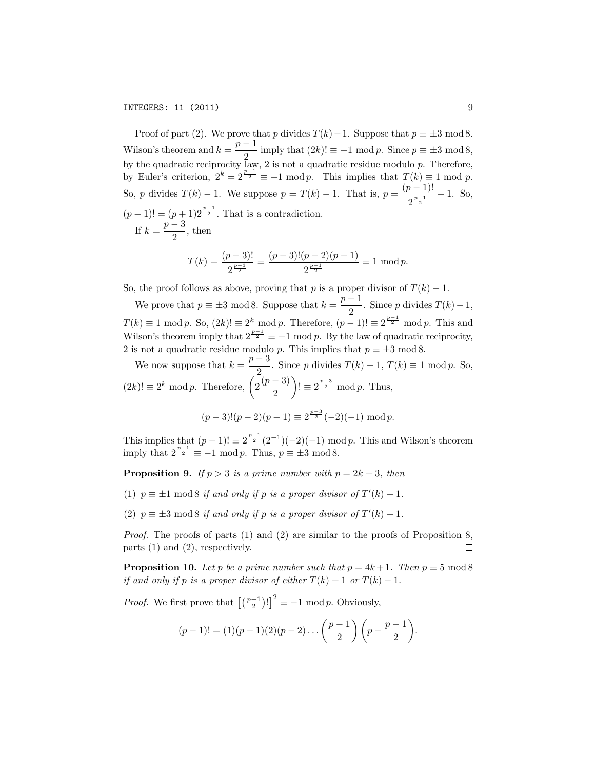Proof of part (2). We prove that $p$ divides $T(k)-1$. Suppose that $p \equiv \pm 3 \bmod 8$. Wilson's theorem and $k = \dfrac{p-1}{2}$ imply that $(2k)! \equiv -1 \bmod p$. Since $p \equiv \pm 3 \bmod 8$, by the quadratic reciprocity law, 2 is not a quadratic residue modulo $p$. Therefore, by Euler's criterion, $2^k = 2^{\frac{p-1}{2}} \equiv -1 \bmod p$. This implies that $T(k) \equiv 1 \bmod p$. So, $p$ divides $T(k)-1$. We suppose $p = T(k)-1$. That is, $p = \dfrac{(p-1)!}{2^{\frac{p-1}{2}}} - 1$. So, $(p-1)! = (p+1)2^{\frac{p-1}{2}}$. That is a contradiction.

If $k = \dfrac{p-3}{2}$, then

$$T(k) = \frac{(p-3)!}{2^{\frac{p-3}{2}}} \equiv \frac{(p-3)!(p-2)(p-1)}{2^{\frac{p-1}{2}}} \equiv 1 \bmod p.$$

So, the proof follows as above, proving that $p$ is a proper divisor of $T(k)-1$.

We prove that $p \equiv \pm 3 \bmod 8$. Suppose that $k = \dfrac{p-1}{2}$. Since $p$ divides $T(k)-1$, $T(k) \equiv 1 \bmod p$. So, $(2k)! \equiv 2^k \bmod p$. Therefore, $(p-1)! \equiv 2^{\frac{p-1}{2}} \bmod p$. This and Wilson's theorem imply that $2^{\frac{p-1}{2}} \equiv -1 \bmod p$. By the law of quadratic reciprocity, 2 is not a quadratic residue modulo $p$. This implies that $p \equiv \pm 3 \bmod 8$.

We now suppose that $k = \dfrac{p-3}{2}$. Since $p$ divides $T(k)-1$, $T(k) \equiv 1 \bmod p$. So, $(2k)! \equiv 2^k \bmod p$. Therefore, $\left(2\dfrac{(p-3)}{2}\right)! \equiv 2^{\frac{p-3}{2}} \bmod p$. Thus,

$$(p-3)!(p-2)(p-1) \equiv 2^{\frac{p-3}{2}}(-2)(-1) \bmod p.$$

This implies that $(p-1)! \equiv 2^{\frac{p-1}{2}}(2^{-1})(-2)(-1) \bmod p$. This and Wilson's theorem imply that $2^{\frac{p-1}{2}} \equiv -1 \bmod p$. Thus, $p \equiv \pm 3 \bmod 8$. $\square$

**Proposition 9.** *If $p > 3$ is a prime number with $p = 2k+3$, then*

(1) $p \equiv \pm 1 \bmod 8$ *if and only if $p$ is a proper divisor of $T'(k)-1$.*

(2) $p \equiv \pm 3 \bmod 8$ *if and only if $p$ is a proper divisor of $T'(k)+1$.*

*Proof.* The proofs of parts (1) and (2) are similar to the proofs of Proposition 8, parts (1) and (2), respectively. $\square$

**Proposition 10.** *Let $p$ be a prime number such that $p = 4k+1$. Then $p \equiv 5 \bmod 8$ if and only if $p$ is a proper divisor of either $T(k)+1$ or $T(k)-1$.*

*Proof.* We first prove that $\left[\left(\frac{p-1}{2}\right)!\right]^2 \equiv -1 \bmod p$. Obviously,

$$(p-1)! = (1)(p-1)(2)(p-2)\ldots\left(\frac{p-1}{2}\right)\left(p - \frac{p-1}{2}\right).$$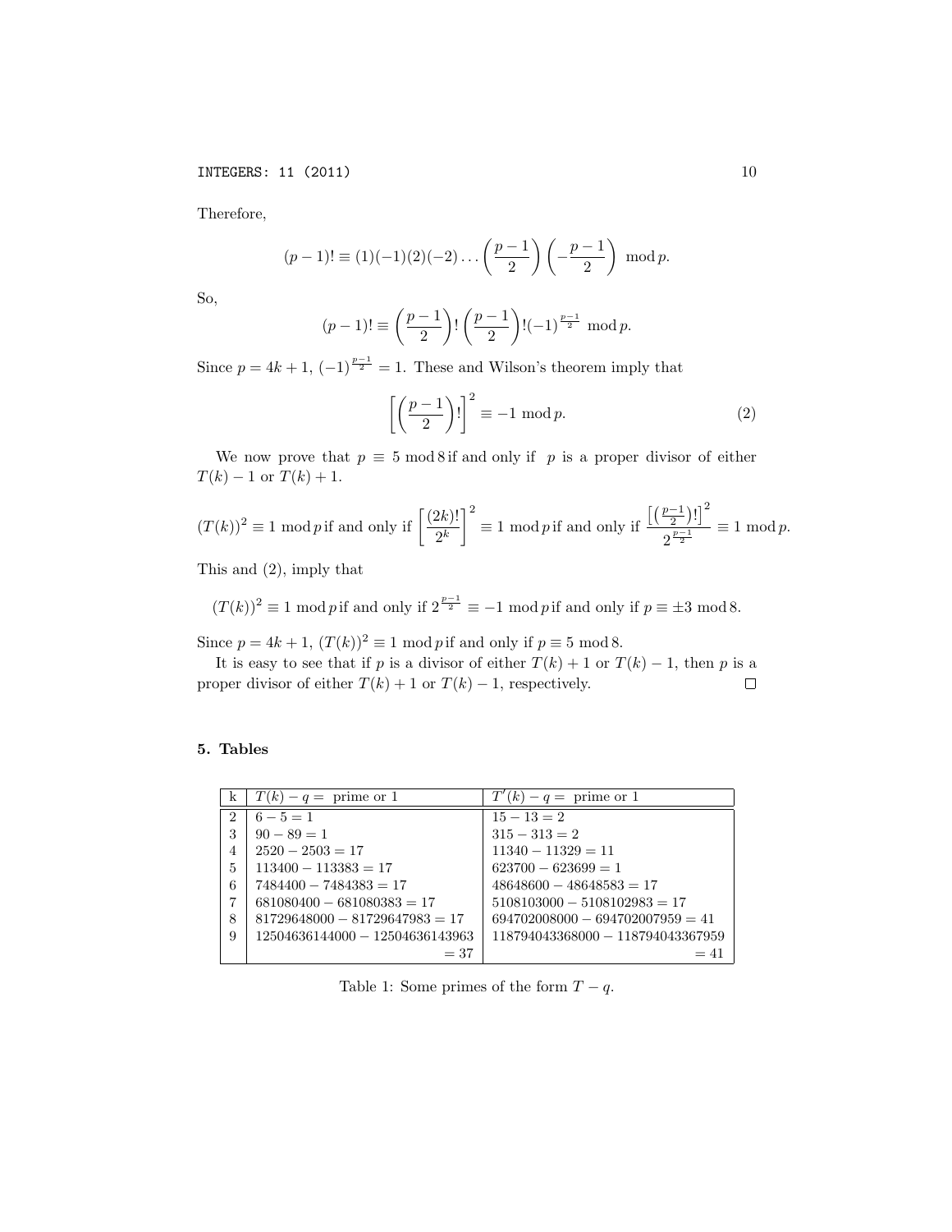Therefore,

$$(p-1)! \equiv (1)(-1)(2)(-2)\ldots\left(\frac{p-1}{2}\right)\left(-\frac{p-1}{2}\right) \mod p.$$

So,

$$(p-1)! \equiv \left(\frac{p-1}{2}\right)!\left(\frac{p-1}{2}\right)!(-1)^{\frac{p-1}{2}} \mod p.$$

Since $p = 4k+1$, $(-1)^{\frac{p-1}{2}} = 1$. These and Wilson's theorem imply that

$$\left[\left(\frac{p-1}{2}\right)!\right]^2 \equiv -1 \mod p. \tag{2}$$

We now prove that $p \equiv 5 \mod 8$ if and only if $p$ is a proper divisor of either $T(k)-1$ or $T(k)+1$.

$(T(k))^2 \equiv 1 \mod p$ if and only if $\left[\dfrac{(2k)!}{2^k}\right]^2 \equiv 1 \mod p$ if and only if $\dfrac{\left[\left(\frac{p-1}{2}\right)!\right]^2}{2^{\frac{p-1}{2}}} \equiv 1 \mod p.$

This and (2), imply that

$$(T(k))^2 \equiv 1 \mod p \text{ if and only if } 2^{\frac{p-1}{2}} \equiv -1 \mod p \text{ if and only if } p \equiv \pm 3 \mod 8.$$

Since $p = 4k+1$, $(T(k))^2 \equiv 1 \mod p$ if and only if $p \equiv 5 \mod 8$.

It is easy to see that if $p$ is a divisor of either $T(k)+1$ or $T(k)-1$, then $p$ is a proper divisor of either $T(k)+1$ or $T(k)-1$, respectively. $\square$

## 5. Tables

| k | $T(k) - q =$ prime or 1 | $T'(k) - q =$ prime or 1 |
|---|---|---|
| 2 | $6 - 5 = 1$ | $15 - 13 = 2$ |
| 3 | $90 - 89 = 1$ | $315 - 313 = 2$ |
| 4 | $2520 - 2503 = 17$ | $11340 - 11329 = 11$ |
| 5 | $113400 - 113383 = 17$ | $623700 - 623699 = 1$ |
| 6 | $7484400 - 7484383 = 17$ | $48648600 - 48648583 = 17$ |
| 7 | $681080400 - 681080383 = 17$ | $5108103000 - 5108102983 = 17$ |
| 8 | $81729648000 - 81729647983 = 17$ | $694702008000 - 694702007959 = 41$ |
| 9 | $12504636144000 - 12504636143963 = 37$ | $118794043368000 - 118794043367959 = 41$ |

Table 1: Some primes of the form $T - q$.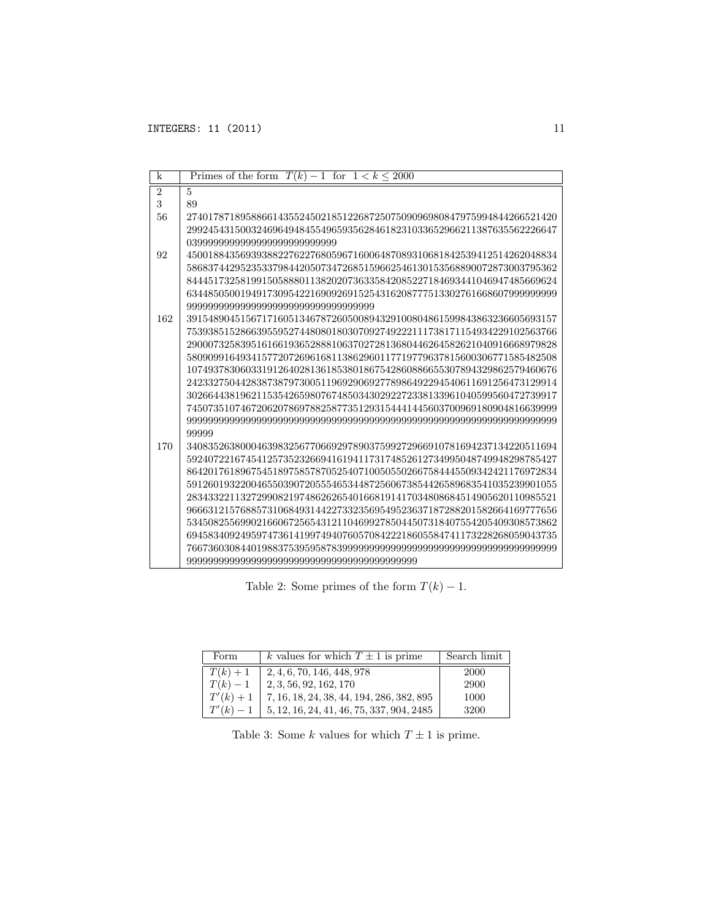| k | Primes of the form $T(k) - 1$ for $1 < k \leq 2000$ |
|---|---|
| 2 | 5 |
| 3 | 89 |
| 56 | 274017871895886614355245021851226872507509096980847975994844266521420 299245431500324696494845549659356284618231033652966211387635562226647 0399999999999999999999999999 |
| 92 | 450018843569393882276227680596716006487089310681842539412514262048834 586837442952353379844205073472685159662546130153568890072873003795362 844451732581991505888011382020736335842085227184693441046947485669624 634485050019491730954221690926915254316208777513302761668607999999999 99999999999999999999999999999999999 |
| 162 | 391548904515671716051346787260500894329100804861599843863236605693157 753938515286639559527448080180307092749222111738171154934229102563766 290007325839516166193652888106370272813680446264582621040916668979828 580909916493415772072696168113862960117719779637815600306771585482508 107493783060331912640281361853801867542860886655307894329862579460676 242332750442838738797300511969290692778986492294540611691256473129914 302664438196211535426598076748503430292272338133961040599560472739917 745073510746720620786978825877351293154441445603700969180904816639999 999999999999999999999999999999999999999999999999999999999999999999999 99999 |
| 170 | 340835263800046398325677066929789037599272966910781694237134220511694 592407221674541257352326694161941173174852612734995048749948298785427 864201761896754518975857870525407100505502667584445509342421176972834 591260193220046550390720555465344872560673854426589683541035239901055 283433221132729908219748626265401668191417034808684514905620110985521 966631215768857310684931442273323569549523637187288201582664169777656 534508255699021660672565431211046992785044507318407554205409308573862 694583409249597473614199749407605708422218605584741173228268059043735 766736030844019883753959587839999999999999999999999999999999999999999 9999999999999999999999999999999999999999999 |

Table 2: Some primes of the form $T(k) - 1$.

| Form | $k$ values for which $T \pm 1$ is prime | Search limit |
|---|---|---|
| $T(k) + 1$ | $2, 4, 6, 70, 146, 448, 978$ | 2000 |
| $T(k) - 1$ | $2, 3, 56, 92, 162, 170$ | 2900 |
| $T'(k) + 1$ | $7, 16, 18, 24, 38, 44, 194, 286, 382, 895$ | 1000 |
| $T'(k) - 1$ | $5, 12, 16, 24, 41, 46, 75, 337, 904, 2485$ | 3200 |

Table 3: Some $k$ values for which $T \pm 1$ is prime.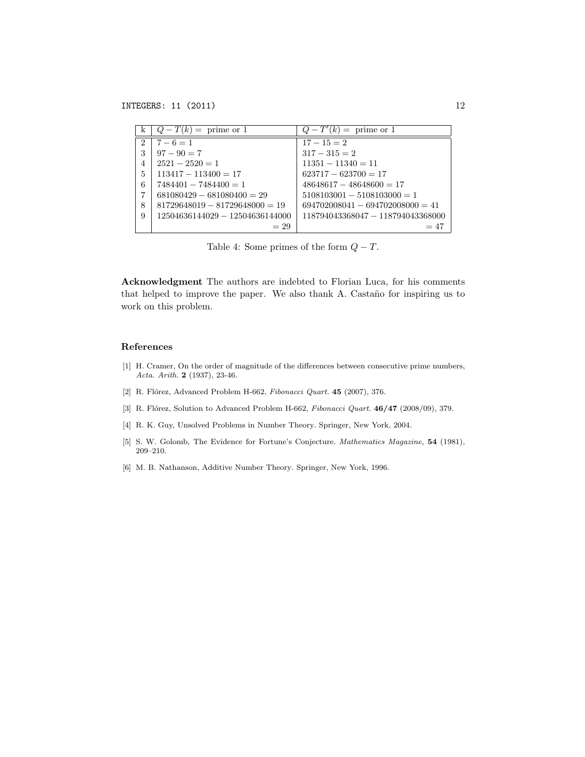| k | $Q - T(k) =$ prime or 1 | $Q - T'(k) =$ prime or 1 |
|---|---|---|
| 2 | $7 - 6 = 1$ | $17 - 15 = 2$ |
| 3 | $97 - 90 = 7$ | $317 - 315 = 2$ |
| 4 | $2521 - 2520 = 1$ | $11351 - 11340 = 11$ |
| 5 | $113417 - 113400 = 17$ | $623717 - 623700 = 17$ |
| 6 | $7484401 - 7484400 = 1$ | $48648617 - 48648600 = 17$ |
| 7 | $681080429 - 681080400 = 29$ | $5108103001 - 5108103000 = 1$ |
| 8 | $81729648019 - 81729648000 = 19$ | $694702008041 - 694702008000 = 41$ |
| 9 | $12504636144029 - 12504636144000 = 29$ | $118794043368047 - 118794043368000 = 47$ |

Table 4: Some primes of the form $Q - T$.

**Acknowledgment** The authors are indebted to Florian Luca, for his comments that helped to improve the paper. We also thank A. Castaño for inspiring us to work on this problem.

## References

[1] H. Cramer, On the order of magnitude of the differences between consecutive prime numbers, *Acta. Arith.* **2** (1937), 23-46.

[2] R. Flórez, Advanced Problem H-662, *Fibonacci Quart.* **45** (2007), 376.

[3] R. Flórez, Solution to Advanced Problem H-662, *Fibonacci Quart.* **46/47** (2008/09), 379.

[4] R. K. Guy, Unsolved Problems in Number Theory. Springer, New York, 2004.

[5] S. W. Golomb, The Evidence for Fortune's Conjecture. *Mathematics Magazine,* **54** (1981), 209–210.

[6] M. B. Nathanson, Additive Number Theory. Springer, New York, 1996.